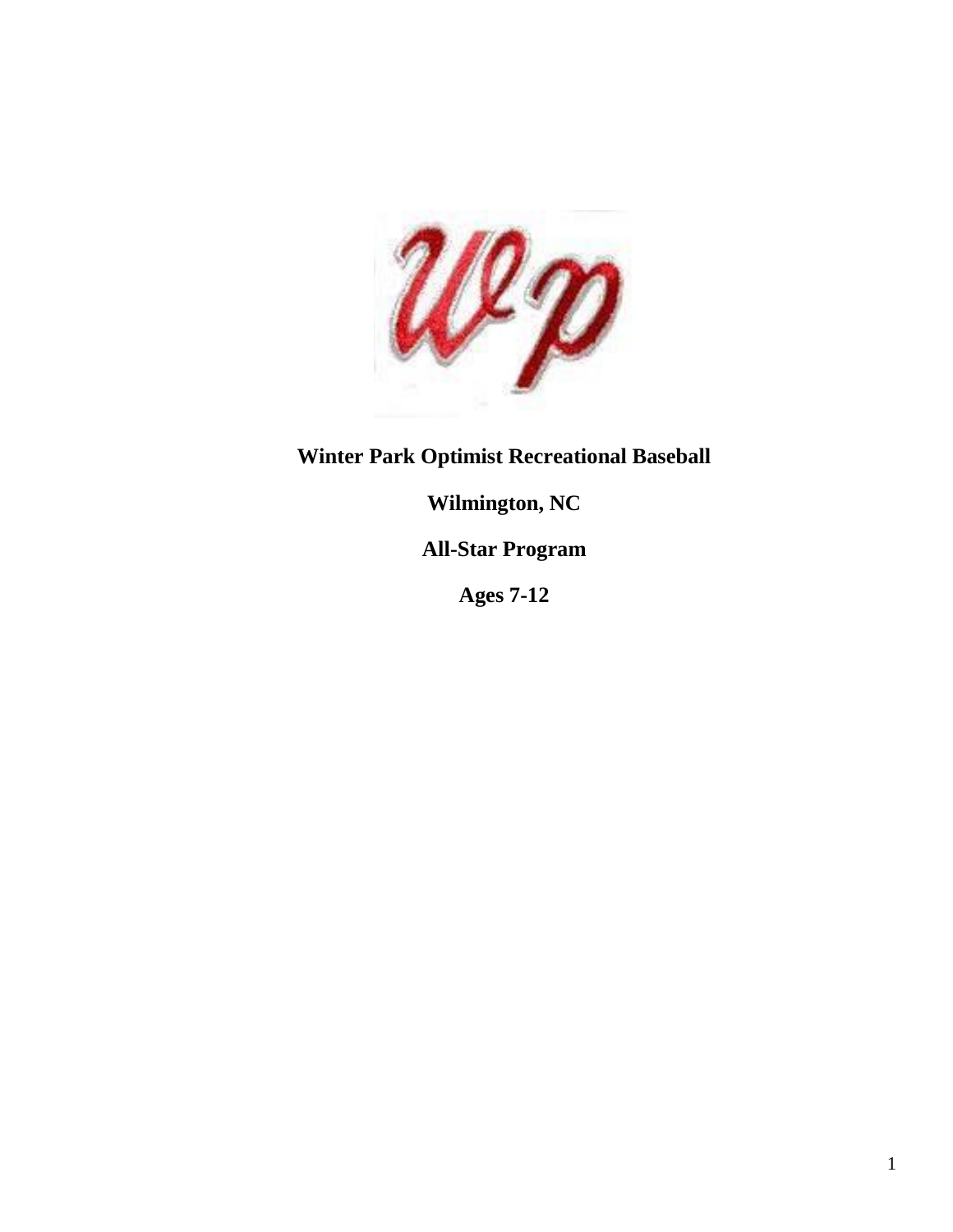**Winter Park Optimist Recreational Baseball**

**Wilmington, NC**

**All-Star Program**

**Ages 7-12**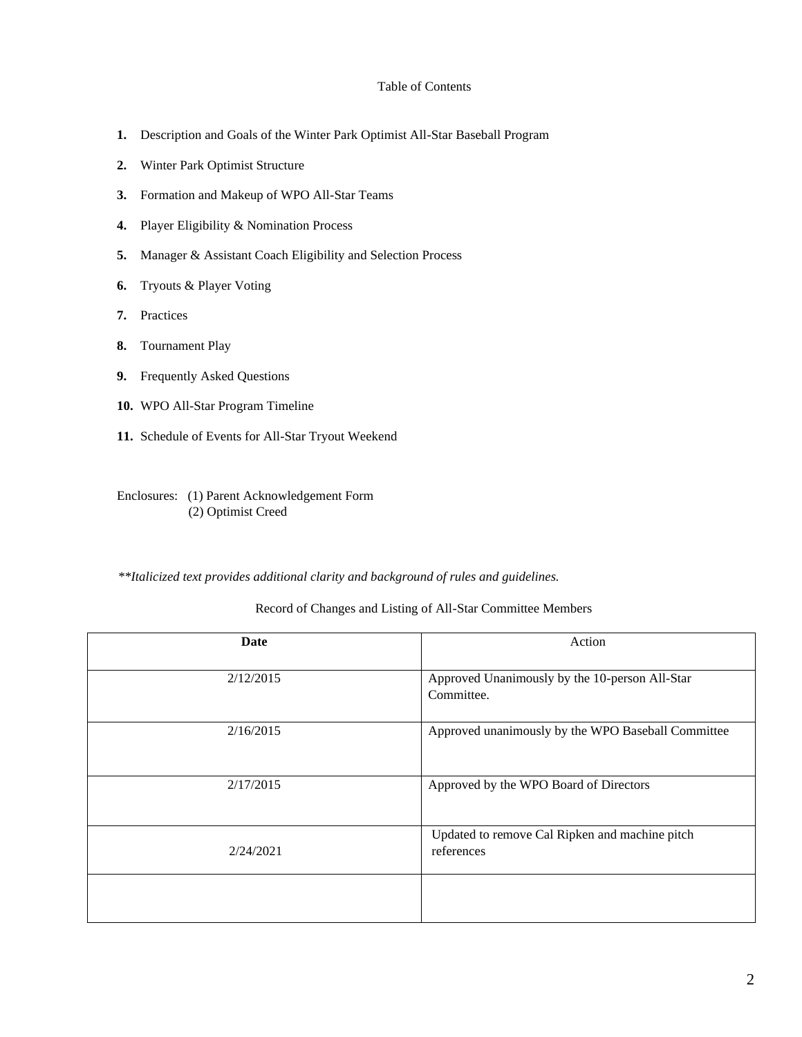Table of Contents

1. Description and Goals of the Winter Park Optimist All-Star Baseball Program
2. Winter Park Optimist Structure
3. Formation and Makeup of WPO All-Star Teams
4. Player Eligibility & Nomination Process
5. Manager & Assistant Coach Eligibility and Selection Process
6. Tryouts & Player Voting
7. Practices
8. Tournament Play
9. Frequently Asked Questions
10. WPO All-Star Program Timeline
11. Schedule of Events for All-Star Tryout Weekend

Enclosures: (1) Parent Acknowledgement Form
(2) Optimist Creed

*\*\*Italicized text provides additional clarity and background of rules and guidelines.*

Record of Changes and Listing of All-Star Committee Members

| **Date** | Action |
|---|---|
| 2/12/2015 | Approved Unanimously by the 10-person All-Star Committee. |
| 2/16/2015 | Approved unanimously by the WPO Baseball Committee |
| 2/17/2015 | Approved by the WPO Board of Directors |
| 2/24/2021 | Updated to remove Cal Ripken and machine pitch references |
| | |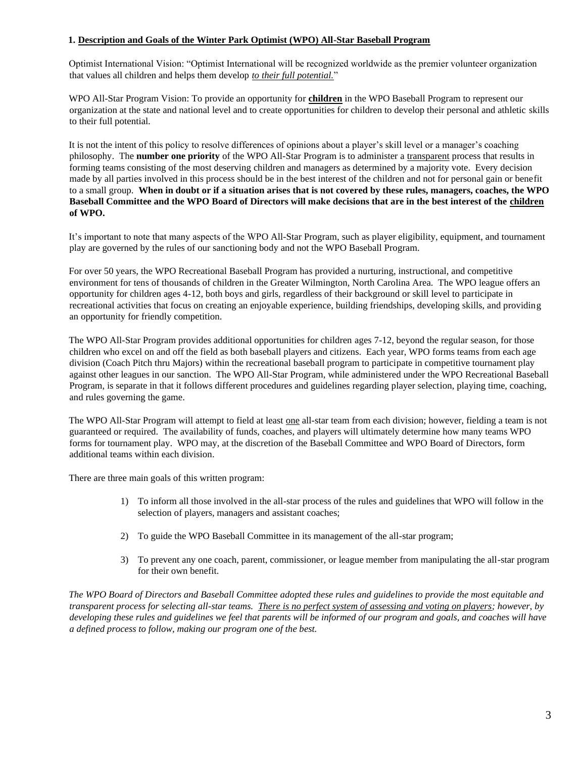## 1. Description and Goals of the Winter Park Optimist (WPO) All-Star Baseball Program

Optimist International Vision: "Optimist International will be recognized worldwide as the premier volunteer organization that values all children and helps them develop *to their full potential.*"

WPO All-Star Program Vision: To provide an opportunity for **children** in the WPO Baseball Program to represent our organization at the state and national level and to create opportunities for children to develop their personal and athletic skills to their full potential.

It is not the intent of this policy to resolve differences of opinions about a player's skill level or a manager's coaching philosophy. The **number one priority** of the WPO All-Star Program is to administer a transparent process that results in forming teams consisting of the most deserving children and managers as determined by a majority vote. Every decision made by all parties involved in this process should be in the best interest of the children and not for personal gain or benefit to a small group. **When in doubt or if a situation arises that is not covered by these rules, managers, coaches, the WPO Baseball Committee and the WPO Board of Directors will make decisions that are in the best interest of the children of WPO.**

It's important to note that many aspects of the WPO All-Star Program, such as player eligibility, equipment, and tournament play are governed by the rules of our sanctioning body and not the WPO Baseball Program.

For over 50 years, the WPO Recreational Baseball Program has provided a nurturing, instructional, and competitive environment for tens of thousands of children in the Greater Wilmington, North Carolina Area. The WPO league offers an opportunity for children ages 4-12, both boys and girls, regardless of their background or skill level to participate in recreational activities that focus on creating an enjoyable experience, building friendships, developing skills, and providing an opportunity for friendly competition.

The WPO All-Star Program provides additional opportunities for children ages 7-12, beyond the regular season, for those children who excel on and off the field as both baseball players and citizens. Each year, WPO forms teams from each age division (Coach Pitch thru Majors) within the recreational baseball program to participate in competitive tournament play against other leagues in our sanction. The WPO All-Star Program, while administered under the WPO Recreational Baseball Program, is separate in that it follows different procedures and guidelines regarding player selection, playing time, coaching, and rules governing the game.

The WPO All-Star Program will attempt to field at least one all-star team from each division; however, fielding a team is not guaranteed or required. The availability of funds, coaches, and players will ultimately determine how many teams WPO forms for tournament play. WPO may, at the discretion of the Baseball Committee and WPO Board of Directors, form additional teams within each division.

There are three main goals of this written program:

1) To inform all those involved in the all-star process of the rules and guidelines that WPO will follow in the selection of players, managers and assistant coaches;
2) To guide the WPO Baseball Committee in its management of the all-star program;
3) To prevent any one coach, parent, commissioner, or league member from manipulating the all-star program for their own benefit.

*The WPO Board of Directors and Baseball Committee adopted these rules and guidelines to provide the most equitable and transparent process for selecting all-star teams. There is no perfect system of assessing and voting on players; however, by developing these rules and guidelines we feel that parents will be informed of our program and goals, and coaches will have a defined process to follow, making our program one of the best.*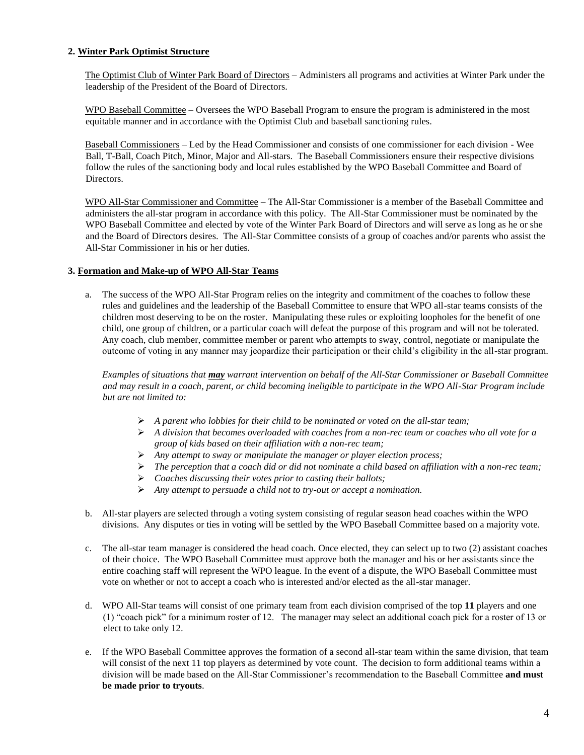## 2. Winter Park Optimist Structure

The Optimist Club of Winter Park Board of Directors – Administers all programs and activities at Winter Park under the leadership of the President of the Board of Directors.

WPO Baseball Committee – Oversees the WPO Baseball Program to ensure the program is administered in the most equitable manner and in accordance with the Optimist Club and baseball sanctioning rules.

Baseball Commissioners – Led by the Head Commissioner and consists of one commissioner for each division - Wee Ball, T-Ball, Coach Pitch, Minor, Major and All-stars. The Baseball Commissioners ensure their respective divisions follow the rules of the sanctioning body and local rules established by the WPO Baseball Committee and Board of Directors.

WPO All-Star Commissioner and Committee – The All-Star Commissioner is a member of the Baseball Committee and administers the all-star program in accordance with this policy. The All-Star Commissioner must be nominated by the WPO Baseball Committee and elected by vote of the Winter Park Board of Directors and will serve as long as he or she and the Board of Directors desires. The All-Star Committee consists of a group of coaches and/or parents who assist the All-Star Commissioner in his or her duties.

## 3. Formation and Make-up of WPO All-Star Teams

a. The success of the WPO All-Star Program relies on the integrity and commitment of the coaches to follow these rules and guidelines and the leadership of the Baseball Committee to ensure that WPO all-star teams consists of the children most deserving to be on the roster. Manipulating these rules or exploiting loopholes for the benefit of one child, one group of children, or a particular coach will defeat the purpose of this program and will not be tolerated. Any coach, club member, committee member or parent who attempts to sway, control, negotiate or manipulate the outcome of voting in any manner may jeopardize their participation or their child's eligibility in the all-star program.

   *Examples of situations that* ***may*** *warrant intervention on behalf of the All-Star Commissioner or Baseball Committee and may result in a coach, parent, or child becoming ineligible to participate in the WPO All-Star Program include but are not limited to:*

   - *A parent who lobbies for their child to be nominated or voted on the all-star team;*
   - *A division that becomes overloaded with coaches from a non-rec team or coaches who all vote for a group of kids based on their affiliation with a non-rec team;*
   - *Any attempt to sway or manipulate the manager or player election process;*
   - *The perception that a coach did or did not nominate a child based on affiliation with a non-rec team;*
   - *Coaches discussing their votes prior to casting their ballots;*
   - *Any attempt to persuade a child not to try-out or accept a nomination.*

b. All-star players are selected through a voting system consisting of regular season head coaches within the WPO divisions. Any disputes or ties in voting will be settled by the WPO Baseball Committee based on a majority vote.

c. The all-star team manager is considered the head coach. Once elected, they can select up to two (2) assistant coaches of their choice. The WPO Baseball Committee must approve both the manager and his or her assistants since the entire coaching staff will represent the WPO league. In the event of a dispute, the WPO Baseball Committee must vote on whether or not to accept a coach who is interested and/or elected as the all-star manager.

d. WPO All-Star teams will consist of one primary team from each division comprised of the top **11** players and one (1) "coach pick" for a minimum roster of 12. The manager may select an additional coach pick for a roster of 13 or elect to take only 12.

e. If the WPO Baseball Committee approves the formation of a second all-star team within the same division, that team will consist of the next 11 top players as determined by vote count. The decision to form additional teams within a division will be made based on the All-Star Commissioner's recommendation to the Baseball Committee **and must be made prior to tryouts**.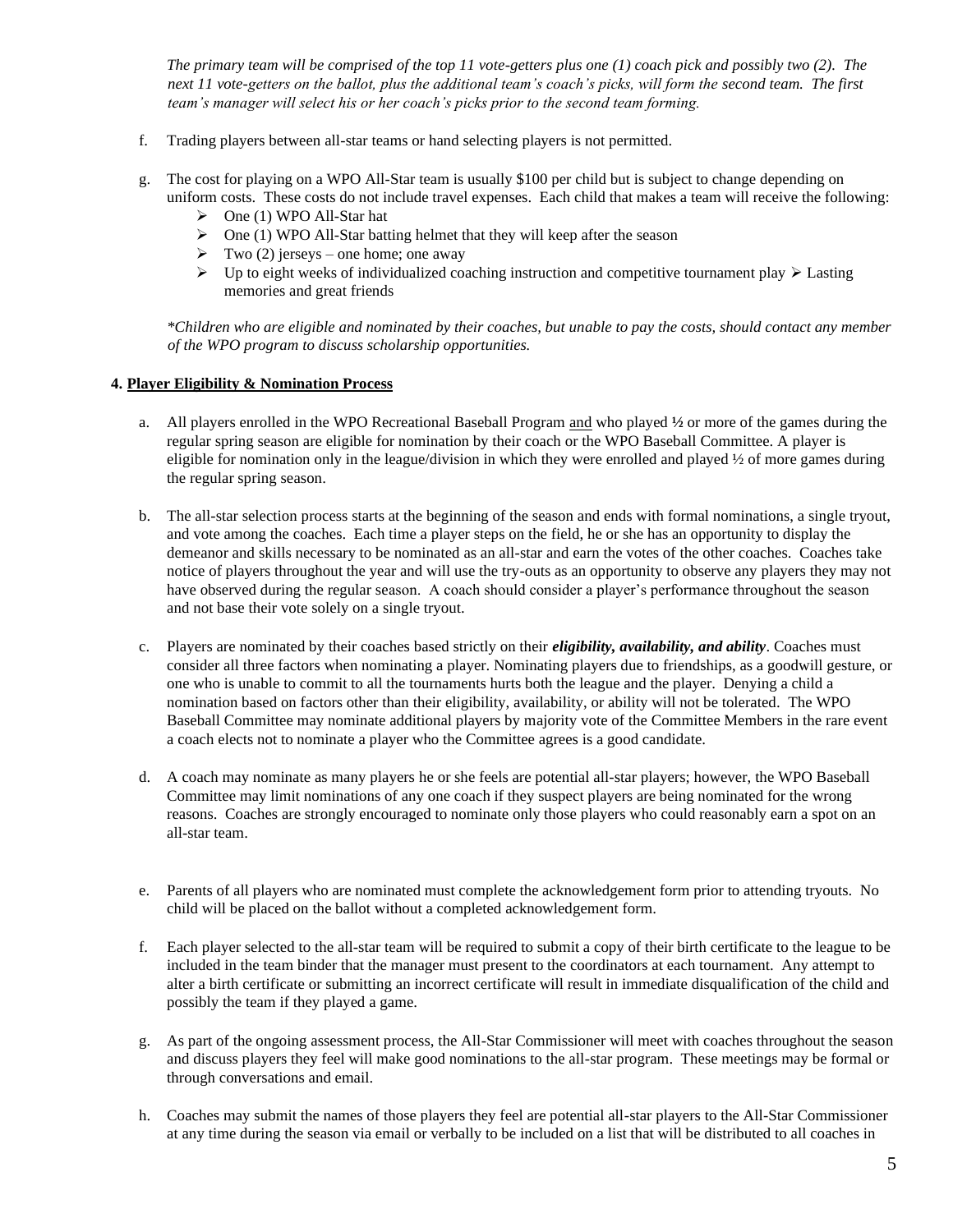*The primary team will be comprised of the top 11 vote-getters plus one (1) coach pick and possibly two (2). The next 11 vote-getters on the ballot, plus the additional team's coach's picks, will form the second team. The first team's manager will select his or her coach's picks prior to the second team forming.*

f. Trading players between all-star teams or hand selecting players is not permitted.

g. The cost for playing on a WPO All-Star team is usually $100 per child but is subject to change depending on uniform costs. These costs do not include travel expenses. Each child that makes a team will receive the following:
   - One (1) WPO All-Star hat
   - One (1) WPO All-Star batting helmet that they will keep after the season
   - Two (2) jerseys – one home; one away
   - Up to eight weeks of individualized coaching instruction and competitive tournament play ➢ Lasting memories and great friends

*\*Children who are eligible and nominated by their coaches, but unable to pay the costs, should contact any member of the WPO program to discuss scholarship opportunities.*

**4. <u>Player Eligibility & Nomination Process</u>**

a. All players enrolled in the WPO Recreational Baseball Program <u>and</u> who played **½** or more of the games during the regular spring season are eligible for nomination by their coach or the WPO Baseball Committee. A player is eligible for nomination only in the league/division in which they were enrolled and played ½ of more games during the regular spring season.

b. The all-star selection process starts at the beginning of the season and ends with formal nominations, a single tryout, and vote among the coaches. Each time a player steps on the field, he or she has an opportunity to display the demeanor and skills necessary to be nominated as an all-star and earn the votes of the other coaches. Coaches take notice of players throughout the year and will use the try-outs as an opportunity to observe any players they may not have observed during the regular season. A coach should consider a player's performance throughout the season and not base their vote solely on a single tryout.

c. Players are nominated by their coaches based strictly on their ***eligibility, availability, and ability***. Coaches must consider all three factors when nominating a player. Nominating players due to friendships, as a goodwill gesture, or one who is unable to commit to all the tournaments hurts both the league and the player. Denying a child a nomination based on factors other than their eligibility, availability, or ability will not be tolerated. The WPO Baseball Committee may nominate additional players by majority vote of the Committee Members in the rare event a coach elects not to nominate a player who the Committee agrees is a good candidate.

d. A coach may nominate as many players he or she feels are potential all-star players; however, the WPO Baseball Committee may limit nominations of any one coach if they suspect players are being nominated for the wrong reasons. Coaches are strongly encouraged to nominate only those players who could reasonably earn a spot on an all-star team.

e. Parents of all players who are nominated must complete the acknowledgement form prior to attending tryouts. No child will be placed on the ballot without a completed acknowledgement form.

f. Each player selected to the all-star team will be required to submit a copy of their birth certificate to the league to be included in the team binder that the manager must present to the coordinators at each tournament. Any attempt to alter a birth certificate or submitting an incorrect certificate will result in immediate disqualification of the child and possibly the team if they played a game.

g. As part of the ongoing assessment process, the All-Star Commissioner will meet with coaches throughout the season and discuss players they feel will make good nominations to the all-star program. These meetings may be formal or through conversations and email.

h. Coaches may submit the names of those players they feel are potential all-star players to the All-Star Commissioner at any time during the season via email or verbally to be included on a list that will be distributed to all coaches in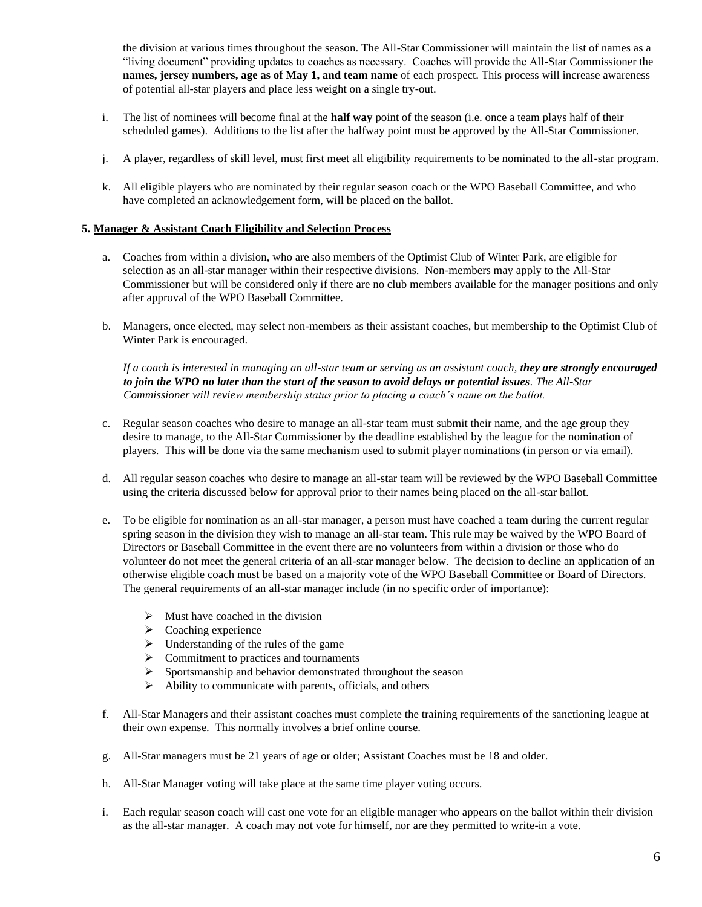the division at various times throughout the season. The All-Star Commissioner will maintain the list of names as a "living document" providing updates to coaches as necessary. Coaches will provide the All-Star Commissioner the **names, jersey numbers, age as of May 1, and team name** of each prospect. This process will increase awareness of potential all-star players and place less weight on a single try-out.

i. The list of nominees will become final at the **half way** point of the season (i.e. once a team plays half of their scheduled games). Additions to the list after the halfway point must be approved by the All-Star Commissioner.

j. A player, regardless of skill level, must first meet all eligibility requirements to be nominated to the all-star program.

k. All eligible players who are nominated by their regular season coach or the WPO Baseball Committee, and who have completed an acknowledgement form, will be placed on the ballot.

**5. Manager & Assistant Coach Eligibility and Selection Process**

a. Coaches from within a division, who are also members of the Optimist Club of Winter Park, are eligible for selection as an all-star manager within their respective divisions. Non-members may apply to the All-Star Commissioner but will be considered only if there are no club members available for the manager positions and only after approval of the WPO Baseball Committee.

b. Managers, once elected, may select non-members as their assistant coaches, but membership to the Optimist Club of Winter Park is encouraged.

*If a coach is interested in managing an all-star team or serving as an assistant coach, **they are strongly encouraged to join the WPO no later than the start of the season to avoid delays or potential issues**. The All-Star Commissioner will review membership status prior to placing a coach's name on the ballot.*

c. Regular season coaches who desire to manage an all-star team must submit their name, and the age group they desire to manage, to the All-Star Commissioner by the deadline established by the league for the nomination of players. This will be done via the same mechanism used to submit player nominations (in person or via email).

d. All regular season coaches who desire to manage an all-star team will be reviewed by the WPO Baseball Committee using the criteria discussed below for approval prior to their names being placed on the all-star ballot.

e. To be eligible for nomination as an all-star manager, a person must have coached a team during the current regular spring season in the division they wish to manage an all-star team. This rule may be waived by the WPO Board of Directors or Baseball Committee in the event there are no volunteers from within a division or those who do volunteer do not meet the general criteria of an all-star manager below. The decision to decline an application of an otherwise eligible coach must be based on a majority vote of the WPO Baseball Committee or Board of Directors. The general requirements of an all-star manager include (in no specific order of importance):

- Must have coached in the division
- Coaching experience
- Understanding of the rules of the game
- Commitment to practices and tournaments
- Sportsmanship and behavior demonstrated throughout the season
- Ability to communicate with parents, officials, and others

f. All-Star Managers and their assistant coaches must complete the training requirements of the sanctioning league at their own expense. This normally involves a brief online course.

g. All-Star managers must be 21 years of age or older; Assistant Coaches must be 18 and older.

h. All-Star Manager voting will take place at the same time player voting occurs.

i. Each regular season coach will cast one vote for an eligible manager who appears on the ballot within their division as the all-star manager. A coach may not vote for himself, nor are they permitted to write-in a vote.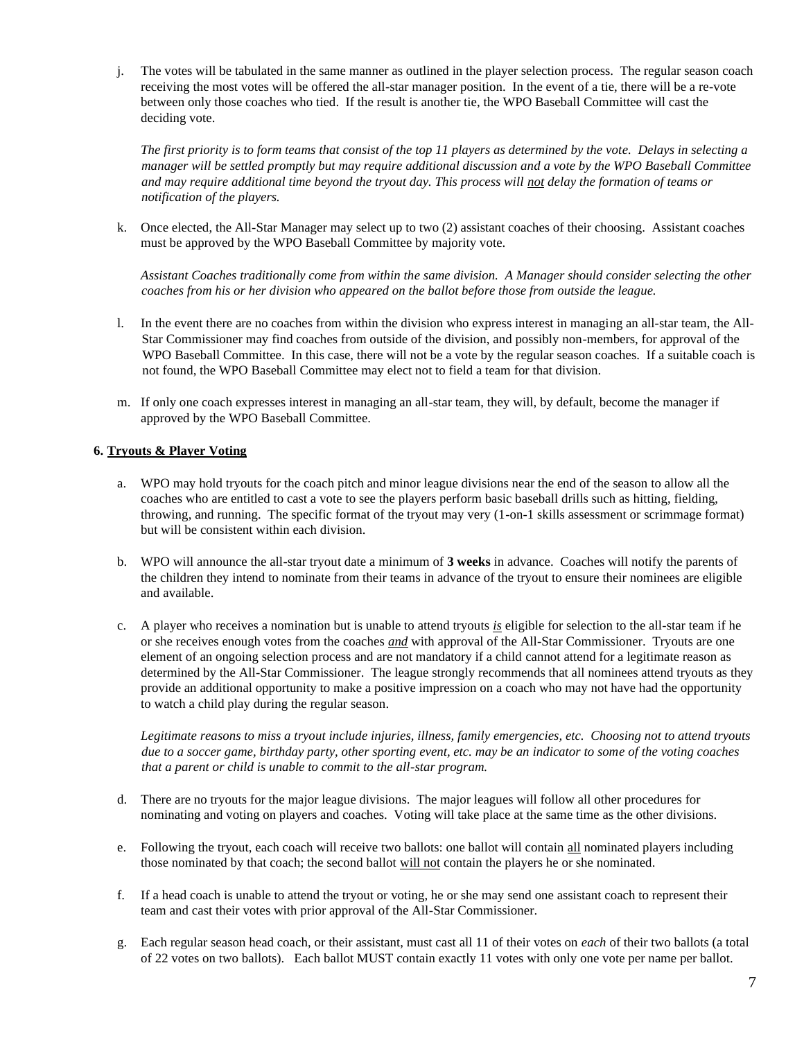j. The votes will be tabulated in the same manner as outlined in the player selection process. The regular season coach receiving the most votes will be offered the all-star manager position. In the event of a tie, there will be a re-vote between only those coaches who tied. If the result is another tie, the WPO Baseball Committee will cast the deciding vote.

   *The first priority is to form teams that consist of the top 11 players as determined by the vote. Delays in selecting a manager will be settled promptly but may require additional discussion and a vote by the WPO Baseball Committee and may require additional time beyond the tryout day. This process will <u>not</u> delay the formation of teams or notification of the players.*

k. Once elected, the All-Star Manager may select up to two (2) assistant coaches of their choosing. Assistant coaches must be approved by the WPO Baseball Committee by majority vote.

   *Assistant Coaches traditionally come from within the same division. A Manager should consider selecting the other coaches from his or her division who appeared on the ballot before those from outside the league.*

l. In the event there are no coaches from within the division who express interest in managing an all-star team, the All-Star Commissioner may find coaches from outside of the division, and possibly non-members, for approval of the WPO Baseball Committee. In this case, there will not be a vote by the regular season coaches. If a suitable coach is not found, the WPO Baseball Committee may elect not to field a team for that division.

m. If only one coach expresses interest in managing an all-star team, they will, by default, become the manager if approved by the WPO Baseball Committee.

**6. <u>Tryouts & Player Voting</u>**

a. WPO may hold tryouts for the coach pitch and minor league divisions near the end of the season to allow all the coaches who are entitled to cast a vote to see the players perform basic baseball drills such as hitting, fielding, throwing, and running. The specific format of the tryout may very (1-on-1 skills assessment or scrimmage format) but will be consistent within each division.

b. WPO will announce the all-star tryout date a minimum of **3 weeks** in advance. Coaches will notify the parents of the children they intend to nominate from their teams in advance of the tryout to ensure their nominees are eligible and available.

c. A player who receives a nomination but is unable to attend tryouts ***<u>is</u>*** eligible for selection to the all-star team if he or she receives enough votes from the coaches ***<u>and</u>*** with approval of the All-Star Commissioner. Tryouts are one element of an ongoing selection process and are not mandatory if a child cannot attend for a legitimate reason as determined by the All-Star Commissioner. The league strongly recommends that all nominees attend tryouts as they provide an additional opportunity to make a positive impression on a coach who may not have had the opportunity to watch a child play during the regular season.

   *Legitimate reasons to miss a tryout include injuries, illness, family emergencies, etc. Choosing not to attend tryouts due to a soccer game, birthday party, other sporting event, etc. may be an indicator to some of the voting coaches that a parent or child is unable to commit to the all-star program.*

d. There are no tryouts for the major league divisions. The major leagues will follow all other procedures for nominating and voting on players and coaches. Voting will take place at the same time as the other divisions.

e. Following the tryout, each coach will receive two ballots: one ballot will contain <u>all</u> nominated players including those nominated by that coach; the second ballot <u>will not</u> contain the players he or she nominated.

f. If a head coach is unable to attend the tryout or voting, he or she may send one assistant coach to represent their team and cast their votes with prior approval of the All-Star Commissioner.

g. Each regular season head coach, or their assistant, must cast all 11 of their votes on *each* of their two ballots (a total of 22 votes on two ballots). Each ballot MUST contain exactly 11 votes with only one vote per name per ballot.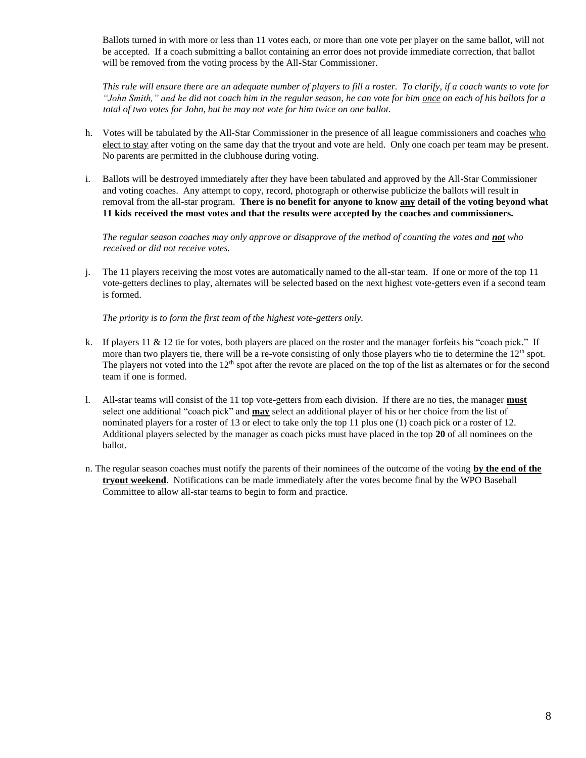Ballots turned in with more or less than 11 votes each, or more than one vote per player on the same ballot, will not be accepted. If a coach submitting a ballot containing an error does not provide immediate correction, that ballot will be removed from the voting process by the All-Star Commissioner.

*This rule will ensure there are an adequate number of players to fill a roster. To clarify, if a coach wants to vote for "John Smith," and he did not coach him in the regular season, he can vote for him <u>once</u> on each of his ballots for a total of two votes for John, but he may not vote for him twice on one ballot.*

h. Votes will be tabulated by the All-Star Commissioner in the presence of all league commissioners and coaches <u>who elect to stay</u> after voting on the same day that the tryout and vote are held. Only one coach per team may be present. No parents are permitted in the clubhouse during voting.

i. Ballots will be destroyed immediately after they have been tabulated and approved by the All-Star Commissioner and voting coaches. Any attempt to copy, record, photograph or otherwise publicize the ballots will result in removal from the all-star program. **There is no benefit for anyone to know <u>any</u> detail of the voting beyond what 11 kids received the most votes and that the results were accepted by the coaches and commissioners.**

*The regular season coaches may only approve or disapprove of the method of counting the votes and **<u>not</u>** who received or did not receive votes.*

j. The 11 players receiving the most votes are automatically named to the all-star team. If one or more of the top 11 vote-getters declines to play, alternates will be selected based on the next highest vote-getters even if a second team is formed.

*The priority is to form the first team of the highest vote-getters only.*

k. If players 11 & 12 tie for votes, both players are placed on the roster and the manager forfeits his "coach pick." If more than two players tie, there will be a re-vote consisting of only those players who tie to determine the 12th spot. The players not voted into the 12th spot after the revote are placed on the top of the list as alternates or for the second team if one is formed.

l. All-star teams will consist of the 11 top vote-getters from each division. If there are no ties, the manager **<u>must</u>** select one additional "coach pick" and **<u>may</u>** select an additional player of his or her choice from the list of nominated players for a roster of 13 or elect to take only the top 11 plus one (1) coach pick or a roster of 12. Additional players selected by the manager as coach picks must have placed in the top **20** of all nominees on the ballot.

n. The regular season coaches must notify the parents of their nominees of the outcome of the voting **<u>by the end of the tryout weekend</u>**. Notifications can be made immediately after the votes become final by the WPO Baseball Committee to allow all-star teams to begin to form and practice.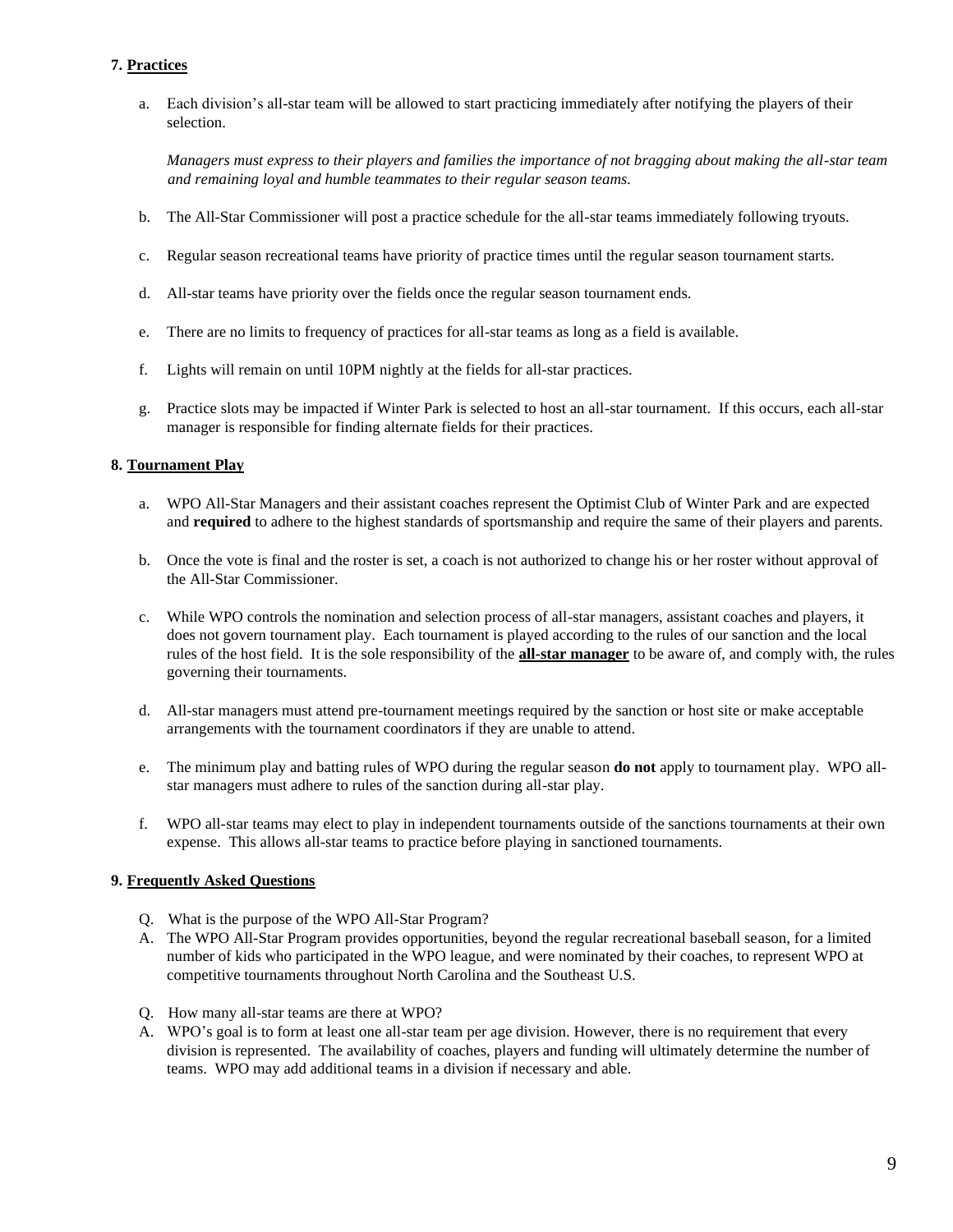### 7. <u>Practices</u>

a. Each division's all-star team will be allowed to start practicing immediately after notifying the players of their selection.

   *Managers must express to their players and families the importance of not bragging about making the all-star team and remaining loyal and humble teammates to their regular season teams.*

b. The All-Star Commissioner will post a practice schedule for the all-star teams immediately following tryouts.

c. Regular season recreational teams have priority of practice times until the regular season tournament starts.

d. All-star teams have priority over the fields once the regular season tournament ends.

e. There are no limits to frequency of practices for all-star teams as long as a field is available.

f. Lights will remain on until 10PM nightly at the fields for all-star practices.

g. Practice slots may be impacted if Winter Park is selected to host an all-star tournament. If this occurs, each all-star manager is responsible for finding alternate fields for their practices.

### 8. <u>Tournament Play</u>

a. WPO All-Star Managers and their assistant coaches represent the Optimist Club of Winter Park and are expected and **required** to adhere to the highest standards of sportsmanship and require the same of their players and parents.

b. Once the vote is final and the roster is set, a coach is not authorized to change his or her roster without approval of the All-Star Commissioner.

c. While WPO controls the nomination and selection process of all-star managers, assistant coaches and players, it does not govern tournament play. Each tournament is played according to the rules of our sanction and the local rules of the host field. It is the sole responsibility of the **<u>all-star manager</u>** to be aware of, and comply with, the rules governing their tournaments.

d. All-star managers must attend pre-tournament meetings required by the sanction or host site or make acceptable arrangements with the tournament coordinators if they are unable to attend.

e. The minimum play and batting rules of WPO during the regular season **do not** apply to tournament play. WPO all-star managers must adhere to rules of the sanction during all-star play.

f. WPO all-star teams may elect to play in independent tournaments outside of the sanctions tournaments at their own expense. This allows all-star teams to practice before playing in sanctioned tournaments.

### 9. <u>Frequently Asked Questions</u>

Q. What is the purpose of the WPO All-Star Program?

A. The WPO All-Star Program provides opportunities, beyond the regular recreational baseball season, for a limited number of kids who participated in the WPO league, and were nominated by their coaches, to represent WPO at competitive tournaments throughout North Carolina and the Southeast U.S.

Q. How many all-star teams are there at WPO?

A. WPO's goal is to form at least one all-star team per age division. However, there is no requirement that every division is represented. The availability of coaches, players and funding will ultimately determine the number of teams. WPO may add additional teams in a division if necessary and able.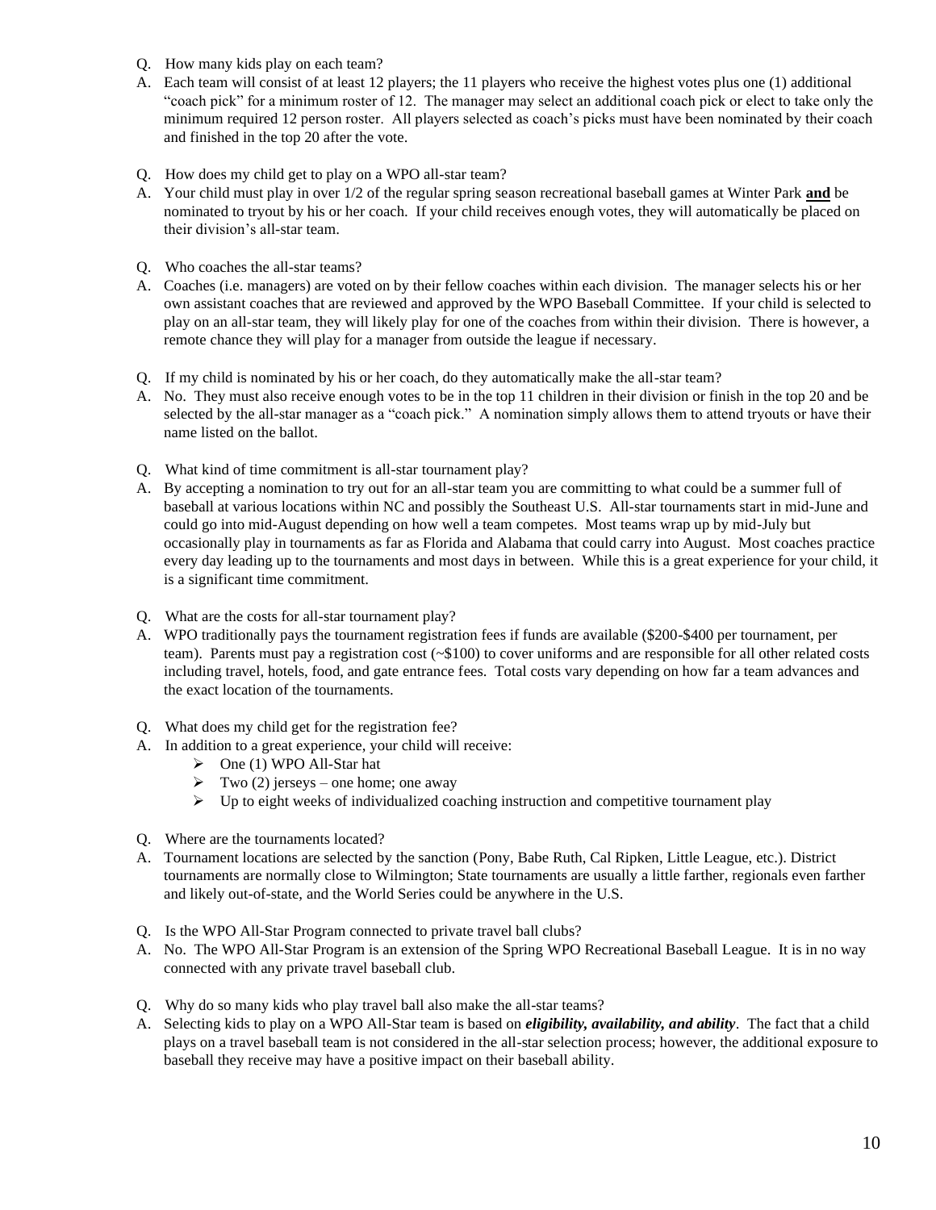Q. How many kids play on each team?

A. Each team will consist of at least 12 players; the 11 players who receive the highest votes plus one (1) additional "coach pick" for a minimum roster of 12. The manager may select an additional coach pick or elect to take only the minimum required 12 person roster. All players selected as coach's picks must have been nominated by their coach and finished in the top 20 after the vote.

Q. How does my child get to play on a WPO all-star team?

A. Your child must play in over 1/2 of the regular spring season recreational baseball games at Winter Park **and** be nominated to tryout by his or her coach. If your child receives enough votes, they will automatically be placed on their division's all-star team.

Q. Who coaches the all-star teams?

A. Coaches (i.e. managers) are voted on by their fellow coaches within each division. The manager selects his or her own assistant coaches that are reviewed and approved by the WPO Baseball Committee. If your child is selected to play on an all-star team, they will likely play for one of the coaches from within their division. There is however, a remote chance they will play for a manager from outside the league if necessary.

Q. If my child is nominated by his or her coach, do they automatically make the all-star team?

A. No. They must also receive enough votes to be in the top 11 children in their division or finish in the top 20 and be selected by the all-star manager as a "coach pick." A nomination simply allows them to attend tryouts or have their name listed on the ballot.

Q. What kind of time commitment is all-star tournament play?

A. By accepting a nomination to try out for an all-star team you are committing to what could be a summer full of baseball at various locations within NC and possibly the Southeast U.S. All-star tournaments start in mid-June and could go into mid-August depending on how well a team competes. Most teams wrap up by mid-July but occasionally play in tournaments as far as Florida and Alabama that could carry into August. Most coaches practice every day leading up to the tournaments and most days in between. While this is a great experience for your child, it is a significant time commitment.

Q. What are the costs for all-star tournament play?

A. WPO traditionally pays the tournament registration fees if funds are available ($200-$400 per tournament, per team). Parents must pay a registration cost (~$100) to cover uniforms and are responsible for all other related costs including travel, hotels, food, and gate entrance fees. Total costs vary depending on how far a team advances and the exact location of the tournaments.

Q. What does my child get for the registration fee?

A. In addition to a great experience, your child will receive:

- One (1) WPO All-Star hat
- Two (2) jerseys – one home; one away
- Up to eight weeks of individualized coaching instruction and competitive tournament play

Q. Where are the tournaments located?

A. Tournament locations are selected by the sanction (Pony, Babe Ruth, Cal Ripken, Little League, etc.). District tournaments are normally close to Wilmington; State tournaments are usually a little farther, regionals even farther and likely out-of-state, and the World Series could be anywhere in the U.S.

Q. Is the WPO All-Star Program connected to private travel ball clubs?

A. No. The WPO All-Star Program is an extension of the Spring WPO Recreational Baseball League. It is in no way connected with any private travel baseball club.

Q. Why do so many kids who play travel ball also make the all-star teams?

A. Selecting kids to play on a WPO All-Star team is based on ***eligibility, availability, and ability***. The fact that a child plays on a travel baseball team is not considered in the all-star selection process; however, the additional exposure to baseball they receive may have a positive impact on their baseball ability.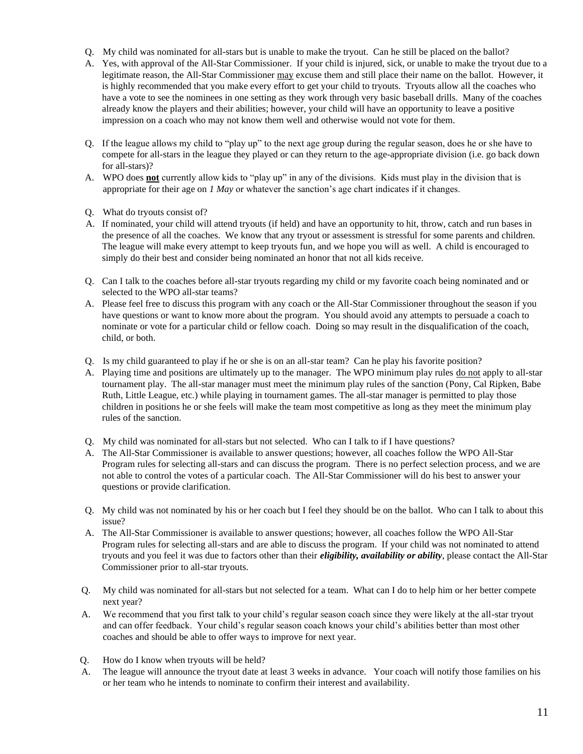Q. My child was nominated for all-stars but is unable to make the tryout. Can he still be placed on the ballot?

A. Yes, with approval of the All-Star Commissioner. If your child is injured, sick, or unable to make the tryout due to a legitimate reason, the All-Star Commissioner <u>may</u> excuse them and still place their name on the ballot. However, it is highly recommended that you make every effort to get your child to tryouts. Tryouts allow all the coaches who have a vote to see the nominees in one setting as they work through very basic baseball drills. Many of the coaches already know the players and their abilities; however, your child will have an opportunity to leave a positive impression on a coach who may not know them well and otherwise would not vote for them.

Q. If the league allows my child to "play up" to the next age group during the regular season, does he or she have to compete for all-stars in the league they played or can they return to the age-appropriate division (i.e. go back down for all-stars)?

A. WPO does <u>**not**</u> currently allow kids to "play up" in any of the divisions. Kids must play in the division that is appropriate for their age on *1 May* or whatever the sanction's age chart indicates if it changes.

Q. What do tryouts consist of?

A. If nominated, your child will attend tryouts (if held) and have an opportunity to hit, throw, catch and run bases in the presence of all the coaches. We know that any tryout or assessment is stressful for some parents and children. The league will make every attempt to keep tryouts fun, and we hope you will as well. A child is encouraged to simply do their best and consider being nominated an honor that not all kids receive.

Q. Can I talk to the coaches before all-star tryouts regarding my child or my favorite coach being nominated and or selected to the WPO all-star teams?

A. Please feel free to discuss this program with any coach or the All-Star Commissioner throughout the season if you have questions or want to know more about the program. You should avoid any attempts to persuade a coach to nominate or vote for a particular child or fellow coach. Doing so may result in the disqualification of the coach, child, or both.

Q. Is my child guaranteed to play if he or she is on an all-star team? Can he play his favorite position?

A. Playing time and positions are ultimately up to the manager. The WPO minimum play rules <u>do not</u> apply to all-star tournament play. The all-star manager must meet the minimum play rules of the sanction (Pony, Cal Ripken, Babe Ruth, Little League, etc.) while playing in tournament games. The all-star manager is permitted to play those children in positions he or she feels will make the team most competitive as long as they meet the minimum play rules of the sanction.

Q. My child was nominated for all-stars but not selected. Who can I talk to if I have questions?

A. The All-Star Commissioner is available to answer questions; however, all coaches follow the WPO All-Star Program rules for selecting all-stars and can discuss the program. There is no perfect selection process, and we are not able to control the votes of a particular coach. The All-Star Commissioner will do his best to answer your questions or provide clarification.

Q. My child was not nominated by his or her coach but I feel they should be on the ballot. Who can I talk to about this issue?

A. The All-Star Commissioner is available to answer questions; however, all coaches follow the WPO All-Star Program rules for selecting all-stars and are able to discuss the program. If your child was not nominated to attend tryouts and you feel it was due to factors other than their ***eligibility, availability or ability***, please contact the All-Star Commissioner prior to all-star tryouts.

Q. My child was nominated for all-stars but not selected for a team. What can I do to help him or her better compete next year?

A. We recommend that you first talk to your child's regular season coach since they were likely at the all-star tryout and can offer feedback. Your child's regular season coach knows your child's abilities better than most other coaches and should be able to offer ways to improve for next year.

Q. How do I know when tryouts will be held?

A. The league will announce the tryout date at least 3 weeks in advance. Your coach will notify those families on his or her team who he intends to nominate to confirm their interest and availability.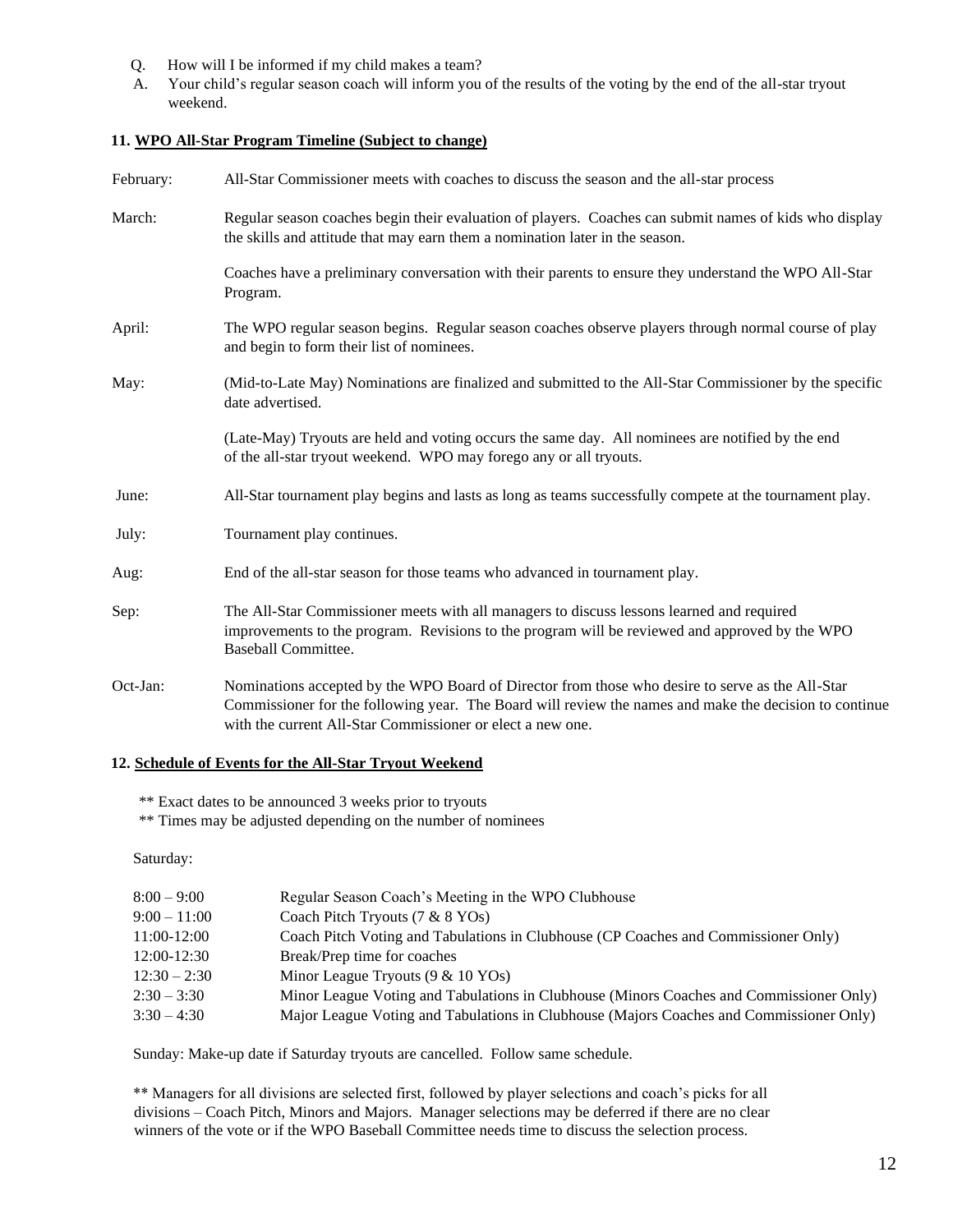Q. How will I be informed if my child makes a team?

A. Your child's regular season coach will inform you of the results of the voting by the end of the all-star tryout weekend.

### 11. WPO All-Star Program Timeline (Subject to change)

| | |
|---|---|
| February: | All-Star Commissioner meets with coaches to discuss the season and the all-star process |
| March: | Regular season coaches begin their evaluation of players. Coaches can submit names of kids who display the skills and attitude that may earn them a nomination later in the season. |
| | Coaches have a preliminary conversation with their parents to ensure they understand the WPO All-Star Program. |
| April: | The WPO regular season begins. Regular season coaches observe players through normal course of play and begin to form their list of nominees. |
| May: | (Mid-to-Late May) Nominations are finalized and submitted to the All-Star Commissioner by the specific date advertised. |
| | (Late-May) Tryouts are held and voting occurs the same day. All nominees are notified by the end of the all-star tryout weekend. WPO may forego any or all tryouts. |
| June: | All-Star tournament play begins and lasts as long as teams successfully compete at the tournament play. |
| July: | Tournament play continues. |
| Aug: | End of the all-star season for those teams who advanced in tournament play. |
| Sep: | The All-Star Commissioner meets with all managers to discuss lessons learned and required improvements to the program. Revisions to the program will be reviewed and approved by the WPO Baseball Committee. |
| Oct-Jan: | Nominations accepted by the WPO Board of Director from those who desire to serve as the All-Star Commissioner for the following year. The Board will review the names and make the decision to continue with the current All-Star Commissioner or elect a new one. |

### 12. Schedule of Events for the All-Star Tryout Weekend

** Exact dates to be announced 3 weeks prior to tryouts
** Times may be adjusted depending on the number of nominees

Saturday:

| | |
|---|---|
| 8:00 – 9:00 | Regular Season Coach's Meeting in the WPO Clubhouse |
| 9:00 – 11:00 | Coach Pitch Tryouts (7 & 8 YOs) |
| 11:00-12:00 | Coach Pitch Voting and Tabulations in Clubhouse (CP Coaches and Commissioner Only) |
| 12:00-12:30 | Break/Prep time for coaches |
| 12:30 – 2:30 | Minor League Tryouts (9 & 10 YOs) |
| 2:30 – 3:30 | Minor League Voting and Tabulations in Clubhouse (Minors Coaches and Commissioner Only) |
| 3:30 – 4:30 | Major League Voting and Tabulations in Clubhouse (Majors Coaches and Commissioner Only) |

Sunday: Make-up date if Saturday tryouts are cancelled. Follow same schedule.

** Managers for all divisions are selected first, followed by player selections and coach's picks for all divisions – Coach Pitch, Minors and Majors. Manager selections may be deferred if there are no clear winners of the vote or if the WPO Baseball Committee needs time to discuss the selection process.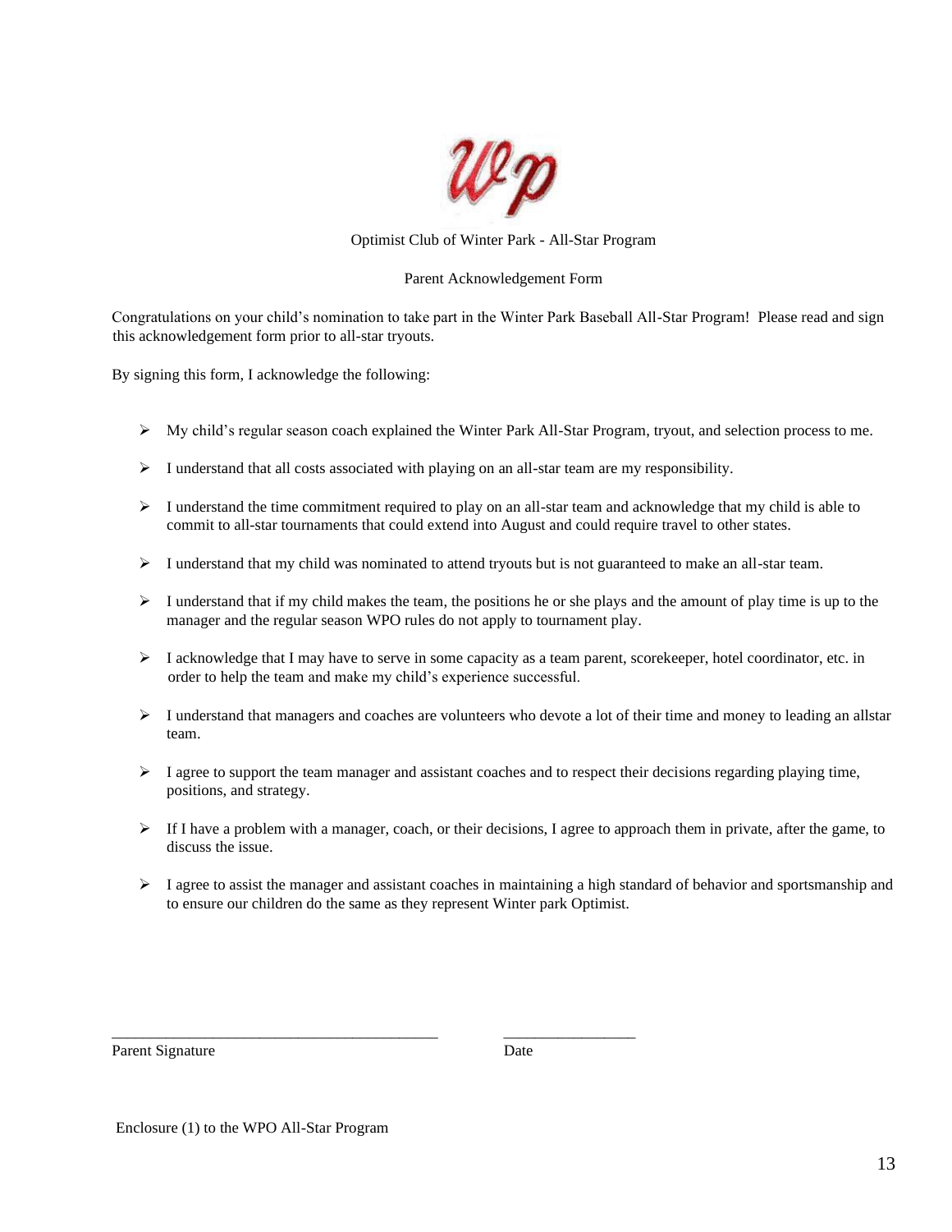Optimist Club of Winter Park - All-Star Program

Parent Acknowledgement Form

Congratulations on your child's nomination to take part in the Winter Park Baseball All-Star Program! Please read and sign this acknowledgement form prior to all-star tryouts.

By signing this form, I acknowledge the following:

- My child's regular season coach explained the Winter Park All-Star Program, tryout, and selection process to me.
- I understand that all costs associated with playing on an all-star team are my responsibility.
- I understand the time commitment required to play on an all-star team and acknowledge that my child is able to commit to all-star tournaments that could extend into August and could require travel to other states.
- I understand that my child was nominated to attend tryouts but is not guaranteed to make an all-star team.
- I understand that if my child makes the team, the positions he or she plays and the amount of play time is up to the manager and the regular season WPO rules do not apply to tournament play.
- I acknowledge that I may have to serve in some capacity as a team parent, scorekeeper, hotel coordinator, etc. in order to help the team and make my child's experience successful.
- I understand that managers and coaches are volunteers who devote a lot of their time and money to leading an allstar team.
- I agree to support the team manager and assistant coaches and to respect their decisions regarding playing time, positions, and strategy.
- If I have a problem with a manager, coach, or their decisions, I agree to approach them in private, after the game, to discuss the issue.
- I agree to assist the manager and assistant coaches in maintaining a high standard of behavior and sportsmanship and to ensure our children do the same as they represent Winter park Optimist.

\_\_\_\_\_\_\_\_\_\_\_\_\_\_\_\_\_\_\_\_\_\_\_\_\_\_\_\_\_\_\_\_\_\_\_\_\_\_\_\_ \_\_\_\_\_\_\_\_\_\_\_\_\_\_\_\_\_\_

Parent Signature Date

Enclosure (1) to the WPO All-Star Program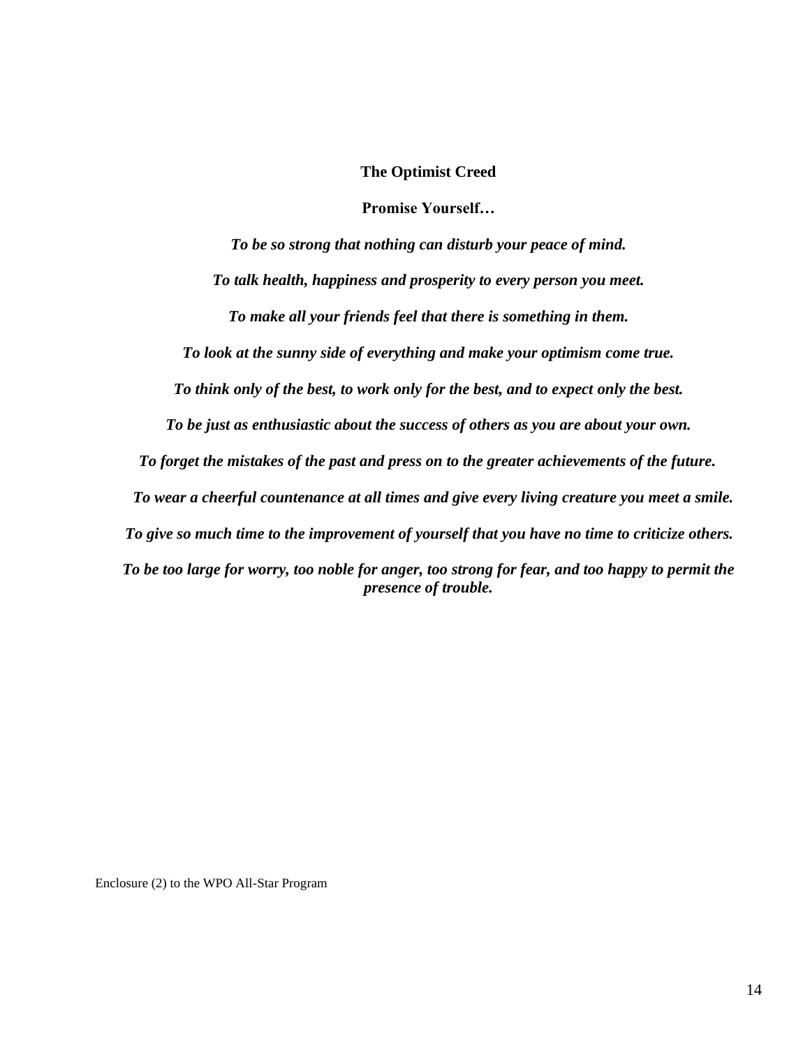# The Optimist Creed

**Promise Yourself…**

***To be so strong that nothing can disturb your peace of mind.***

***To talk health, happiness and prosperity to every person you meet.***

***To make all your friends feel that there is something in them.***

***To look at the sunny side of everything and make your optimism come true.***

***To think only of the best, to work only for the best, and to expect only the best.***

***To be just as enthusiastic about the success of others as you are about your own.***

***To forget the mistakes of the past and press on to the greater achievements of the future.***

***To wear a cheerful countenance at all times and give every living creature you meet a smile.***

***To give so much time to the improvement of yourself that you have no time to criticize others.***

***To be too large for worry, too noble for anger, too strong for fear, and too happy to permit the presence of trouble.***

Enclosure (2) to the WPO All-Star Program